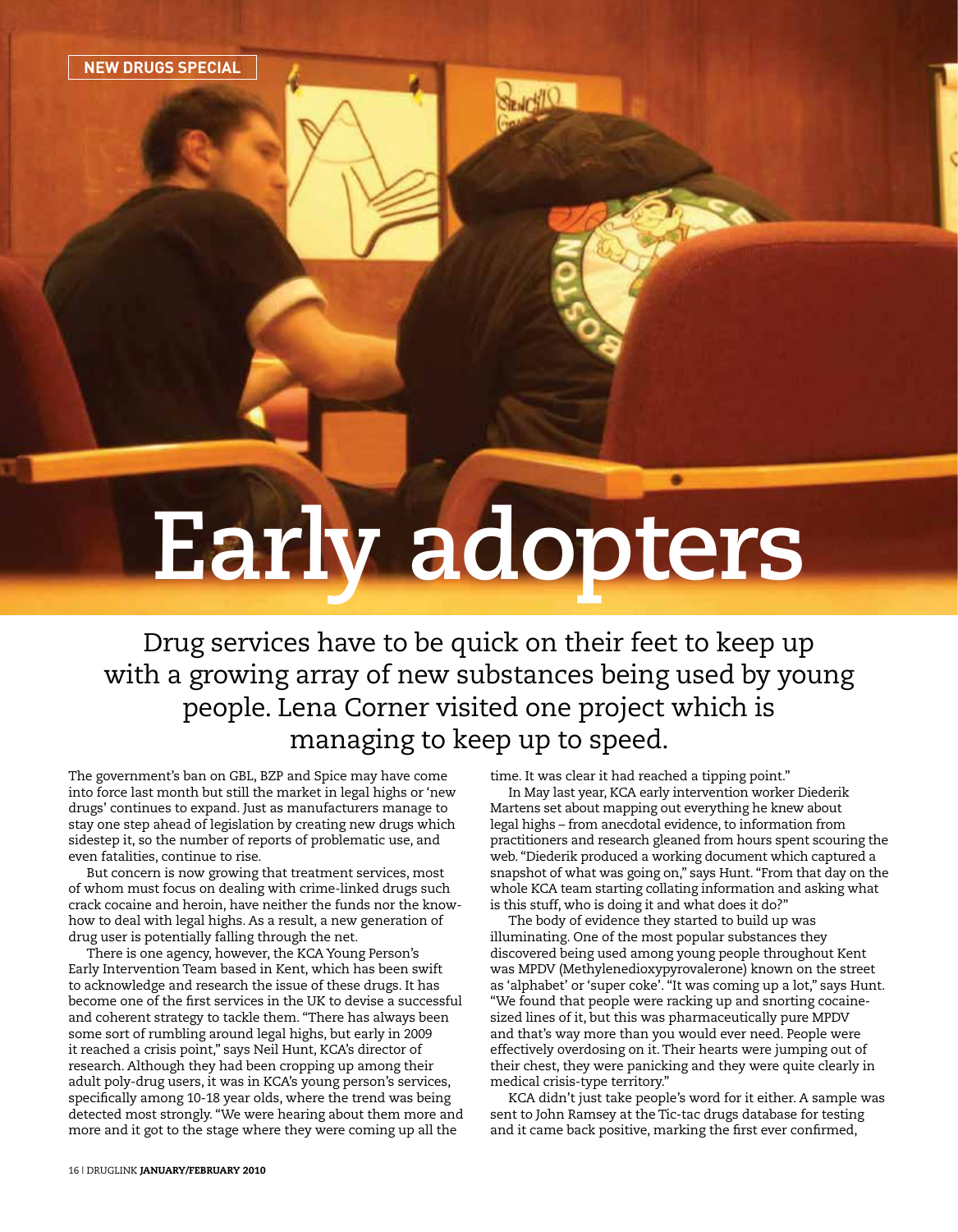NEW DRUGS SPECIAL

# Early adopters

## Drug services have to be quick on their feet to keep up with a growing array of new substances being used by young people. Lena Corner visited one project which is managing to keep up to speed.

The government's ban on GBL, BZP and Spice may have come into force last month but still the market in legal highs or 'new drugs' continues to expand. Just as manufacturers manage to stay one step ahead of legislation by creating new drugs which sidestep it, so the number of reports of problematic use, and even fatalities, continue to rise.

But concern is now growing that treatment services, most of whom must focus on dealing with crime-linked drugs such crack cocaine and heroin, have neither the funds nor the know-how to deal with legal highs. As a result, a new generation of drug user is potentially falling through the net.

There is one agency, however, the KCA Young Person's Early Intervention Team based in Kent, which has been swift to acknowledge and research the issue of these drugs. It has become one of the first services in the UK to devise a successful and coherent strategy to tackle them. "There has always been some sort of rumbling around legal highs, but early in 2009 it reached a crisis point," says Neil Hunt, KCA's director of research. Although they had been cropping up among their adult poly-drug users, it was in KCA's young person's services, specifically among 10-18 year olds, where the trend was being detected most strongly. "We were hearing about them more and more and it got to the stage where they were coming up all the time. It was clear it had reached a tipping point."

In May last year, KCA early intervention worker Diederik Martens set about mapping out everything he knew about legal highs – from anecdotal evidence, to information from practitioners and research gleaned from hours spent scouring the web. "Diederik produced a working document which captured a snapshot of what was going on," says Hunt. "From that day on the whole KCA team starting collating information and asking what is this stuff, who is doing it and what does it do?"

The body of evidence they started to build up was illuminating. One of the most popular substances they discovered being used among young people throughout Kent was MPDV (Methylenedioxypyrovalerone) known on the street as 'alphabet' or 'super coke'. "It was coming up a lot," says Hunt. "We found that people were racking up and snorting cocaine-sized lines of it, but this was pharmaceutically pure MPDV and that's way more than you would ever need. People were effectively overdosing on it. Their hearts were jumping out of their chest, they were panicking and they were quite clearly in medical crisis-type territory."

KCA didn't just take people's word for it either. A sample was sent to John Ramsey at the Tic-tac drugs database for testing and it came back positive, marking the first ever confirmed,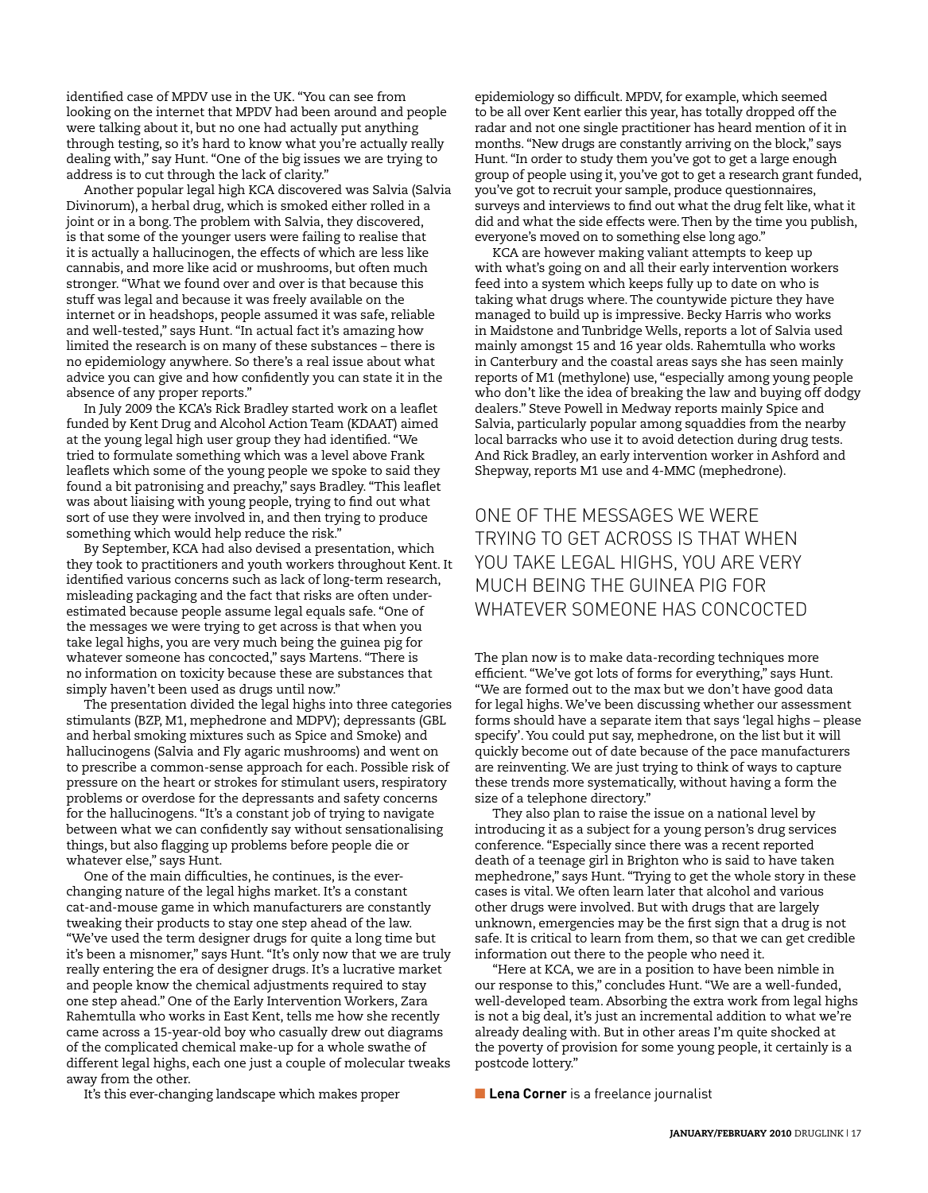identified case of MPDV use in the UK. "You can see from looking on the internet that MPDV had been around and people were talking about it, but no one had actually put anything through testing, so it's hard to know what you're actually really dealing with," say Hunt. "One of the big issues we are trying to address is to cut through the lack of clarity."

Another popular legal high KCA discovered was Salvia (Salvia Divinorum), a herbal drug, which is smoked either rolled in a joint or in a bong. The problem with Salvia, they discovered, is that some of the younger users were failing to realise that it is actually a hallucinogen, the effects of which are less like cannabis, and more like acid or mushrooms, but often much stronger. "What we found over and over is that because this stuff was legal and because it was freely available on the internet or in headshops, people assumed it was safe, reliable and well-tested," says Hunt. "In actual fact it's amazing how limited the research is on many of these substances – there is no epidemiology anywhere. So there's a real issue about what advice you can give and how confidently you can state it in the absence of any proper reports."

In July 2009 the KCA's Rick Bradley started work on a leaflet funded by Kent Drug and Alcohol Action Team (KDAAT) aimed at the young legal high user group they had identified. "We tried to formulate something which was a level above Frank leaflets which some of the young people we spoke to said they found a bit patronising and preachy," says Bradley. "This leaflet was about liaising with young people, trying to find out what sort of use they were involved in, and then trying to produce something which would help reduce the risk."

By September, KCA had also devised a presentation, which they took to practitioners and youth workers throughout Kent. It identified various concerns such as lack of long-term research, misleading packaging and the fact that risks are often under-estimated because people assume legal equals safe. "One of the messages we were trying to get across is that when you take legal highs, you are very much being the guinea pig for whatever someone has concocted," says Martens. "There is no information on toxicity because these are substances that simply haven't been used as drugs until now."

The presentation divided the legal highs into three categories stimulants (BZP, M1, mephedrone and MDPV); depressants (GBL and herbal smoking mixtures such as Spice and Smoke) and hallucinogens (Salvia and Fly agaric mushrooms) and went on to prescribe a common-sense approach for each. Possible risk of pressure on the heart or strokes for stimulant users, respiratory problems or overdose for the depressants and safety concerns for the hallucinogens. "It's a constant job of trying to navigate between what we can confidently say without sensationalising things, but also flagging up problems before people die or whatever else," says Hunt.

One of the main difficulties, he continues, is the ever-changing nature of the legal highs market. It's a constant cat-and-mouse game in which manufacturers are constantly tweaking their products to stay one step ahead of the law. "We've used the term designer drugs for quite a long time but it's been a misnomer," says Hunt. "It's only now that we are truly really entering the era of designer drugs. It's a lucrative market and people know the chemical adjustments required to stay one step ahead." One of the Early Intervention Workers, Zara Rahemtulla who works in East Kent, tells me how she recently came across a 15-year-old boy who casually drew out diagrams of the complicated chemical make-up for a whole swathe of different legal highs, each one just a couple of molecular tweaks away from the other.

It's this ever-changing landscape which makes proper epidemiology so difficult. MPDV, for example, which seemed to be all over Kent earlier this year, has totally dropped off the radar and not one single practitioner has heard mention of it in months. "New drugs are constantly arriving on the block," says Hunt. "In order to study them you've got to get a large enough group of people using it, you've got to get a research grant funded, you've got to recruit your sample, produce questionnaires, surveys and interviews to find out what the drug felt like, what it did and what the side effects were. Then by the time you publish, everyone's moved on to something else long ago."

KCA are however making valiant attempts to keep up with what's going on and all their early intervention workers feed into a system which keeps fully up to date on who is taking what drugs where. The countywide picture they have managed to build up is impressive. Becky Harris who works in Maidstone and Tunbridge Wells, reports a lot of Salvia used mainly amongst 15 and 16 year olds. Rahemtulla who works in Canterbury and the coastal areas says she has seen mainly reports of M1 (methylone) use, "especially among young people who don't like the idea of breaking the law and buying off dodgy dealers." Steve Powell in Medway reports mainly Spice and Salvia, particularly popular among squaddies from the nearby local barracks who use it to avoid detection during drug tests. And Rick Bradley, an early intervention worker in Ashford and Shepway, reports M1 use and 4-MMC (mephedrone).

> ONE OF THE MESSAGES WE WERE TRYING TO GET ACROSS IS THAT WHEN YOU TAKE LEGAL HIGHS, YOU ARE VERY MUCH BEING THE GUINEA PIG FOR WHATEVER SOMEONE HAS CONCOCTED

The plan now is to make data-recording techniques more efficient. "We've got lots of forms for everything," says Hunt. "We are formed out to the max but we don't have good data for legal highs. We've been discussing whether our assessment forms should have a separate item that says 'legal highs – please specify'. You could put say, mephedrone, on the list but it will quickly become out of date because of the pace manufacturers are reinventing. We are just trying to think of ways to capture these trends more systematically, without having a form the size of a telephone directory."

They also plan to raise the issue on a national level by introducing it as a subject for a young person's drug services conference. "Especially since there was a recent reported death of a teenage girl in Brighton who is said to have taken mephedrone," says Hunt. "Trying to get the whole story in these cases is vital. We often learn later that alcohol and various other drugs were involved. But with drugs that are largely unknown, emergencies may be the first sign that a drug is not safe. It is critical to learn from them, so that we can get credible information out there to the people who need it.

"Here at KCA, we are in a position to have been nimble in our response to this," concludes Hunt. "We are a well-funded, well-developed team. Absorbing the extra work from legal highs is not a big deal, it's just an incremental addition to what we're already dealing with. But in other areas I'm quite shocked at the poverty of provision for some young people, it certainly is a postcode lottery."

**Lena Corner** is a freelance journalist